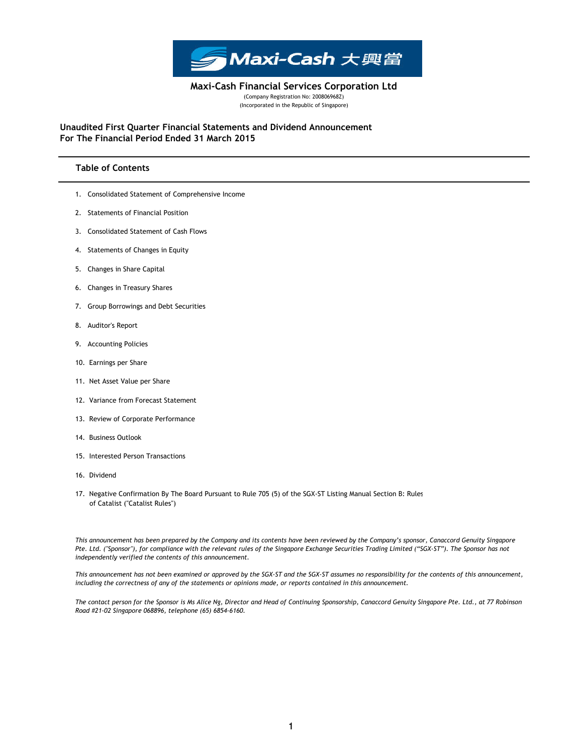# Maxi-Cash Financial Services Corporation Ltd

(Company Registration No: 200806968Z)
(Incorporated in the Republic of Singapore)

## Unaudited First Quarter Financial Statements and Dividend Announcement For The Financial Period Ended 31 March 2015

### Table of Contents

1. Consolidated Statement of Comprehensive Income
2. Statements of Financial Position
3. Consolidated Statement of Cash Flows
4. Statements of Changes in Equity
5. Changes in Share Capital
6. Changes in Treasury Shares
7. Group Borrowings and Debt Securities
8. Auditor's Report
9. Accounting Policies
10. Earnings per Share
11. Net Asset Value per Share
12. Variance from Forecast Statement
13. Review of Corporate Performance
14. Business Outlook
15. Interested Person Transactions
16. Dividend
17. Negative Confirmation By The Board Pursuant to Rule 705 (5) of the SGX-ST Listing Manual Section B: Rules of Catalist ("Catalist Rules")

*This announcement has been prepared by the Company and its contents have been reviewed by the Company's sponsor, Canaccord Genuity Singapore Pte. Ltd. ("Sponsor"), for compliance with the relevant rules of the Singapore Exchange Securities Trading Limited ("SGX-ST"). The Sponsor has not independently verified the contents of this announcement.*

*This announcement has not been examined or approved by the SGX-ST and the SGX-ST assumes no responsibility for the contents of this announcement, including the correctness of any of the statements or opinions made, or reports contained in this announcement.*

*The contact person for the Sponsor is Ms Alice Ng, Director and Head of Continuing Sponsorship, Canaccord Genuity Singapore Pte. Ltd., at 77 Robinson Road #21-02 Singapore 068896, telephone (65) 6854-6160.*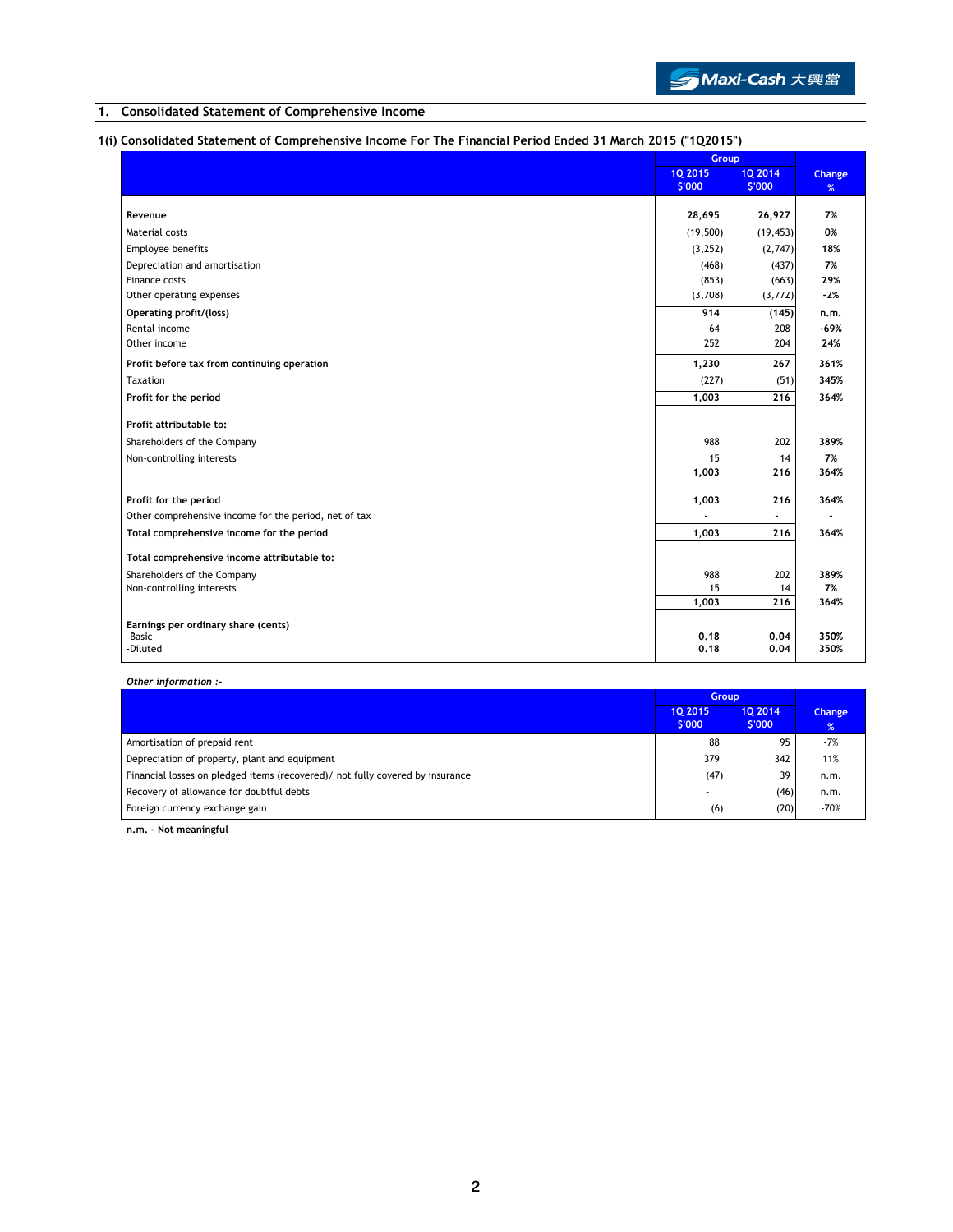## 1. Consolidated Statement of Comprehensive Income

### 1(i) Consolidated Statement of Comprehensive Income For The Financial Period Ended 31 March 2015 ("1Q2015")

| | Group | | Change |
|---|---|---|---|
| | 1Q 2015 $'000 | 1Q 2014 $'000 | % |
| **Revenue** | **28,695** | **26,927** | **7%** |
| Material costs | (19,500) | (19,453) | 0% |
| Employee benefits | (3,252) | (2,747) | 18% |
| Depreciation and amortisation | (468) | (437) | 7% |
| Finance costs | (853) | (663) | 29% |
| Other operating expenses | (3,708) | (3,772) | -2% |
| **Operating profit/(loss)** | 914 | (145) | n.m. |
| Rental income | 64 | 208 | -69% |
| Other income | 252 | 204 | 24% |
| **Profit before tax from continuing operation** | 1,230 | 267 | 361% |
| Taxation | (227) | (51) | 345% |
| **Profit for the period** | 1,003 | 216 | 364% |
| **Profit attributable to:** | | | |
| Shareholders of the Company | 988 | 202 | 389% |
| Non-controlling interests | 15 | 14 | 7% |
| | 1,003 | 216 | 364% |
| **Profit for the period** | 1,003 | 216 | 364% |
| Other comprehensive income for the period, net of tax | - | - | - |
| **Total comprehensive income for the period** | 1,003 | 216 | 364% |
| **Total comprehensive income attributable to:** | | | |
| Shareholders of the Company | 988 | 202 | 389% |
| Non-controlling interests | 15 | 14 | 7% |
| | 1,003 | 216 | 364% |
| **Earnings per ordinary share (cents)** | | | |
| -Basic | 0.18 | 0.04 | 350% |
| -Diluted | 0.18 | 0.04 | 350% |

***Other information :-***

| | Group | | Change |
|---|---|---|---|
| | 1Q 2015 $'000 | 1Q 2014 $'000 | % |
| Amortisation of prepaid rent | 88 | 95 | -7% |
| Depreciation of property, plant and equipment | 379 | 342 | 11% |
| Financial losses on pledged items (recovered)/ not fully covered by insurance | (47) | 39 | n.m. |
| Recovery of allowance for doubtful debts | - | (46) | n.m. |
| Foreign currency exchange gain | (6) | (20) | -70% |

**n.m. - Not meaningful**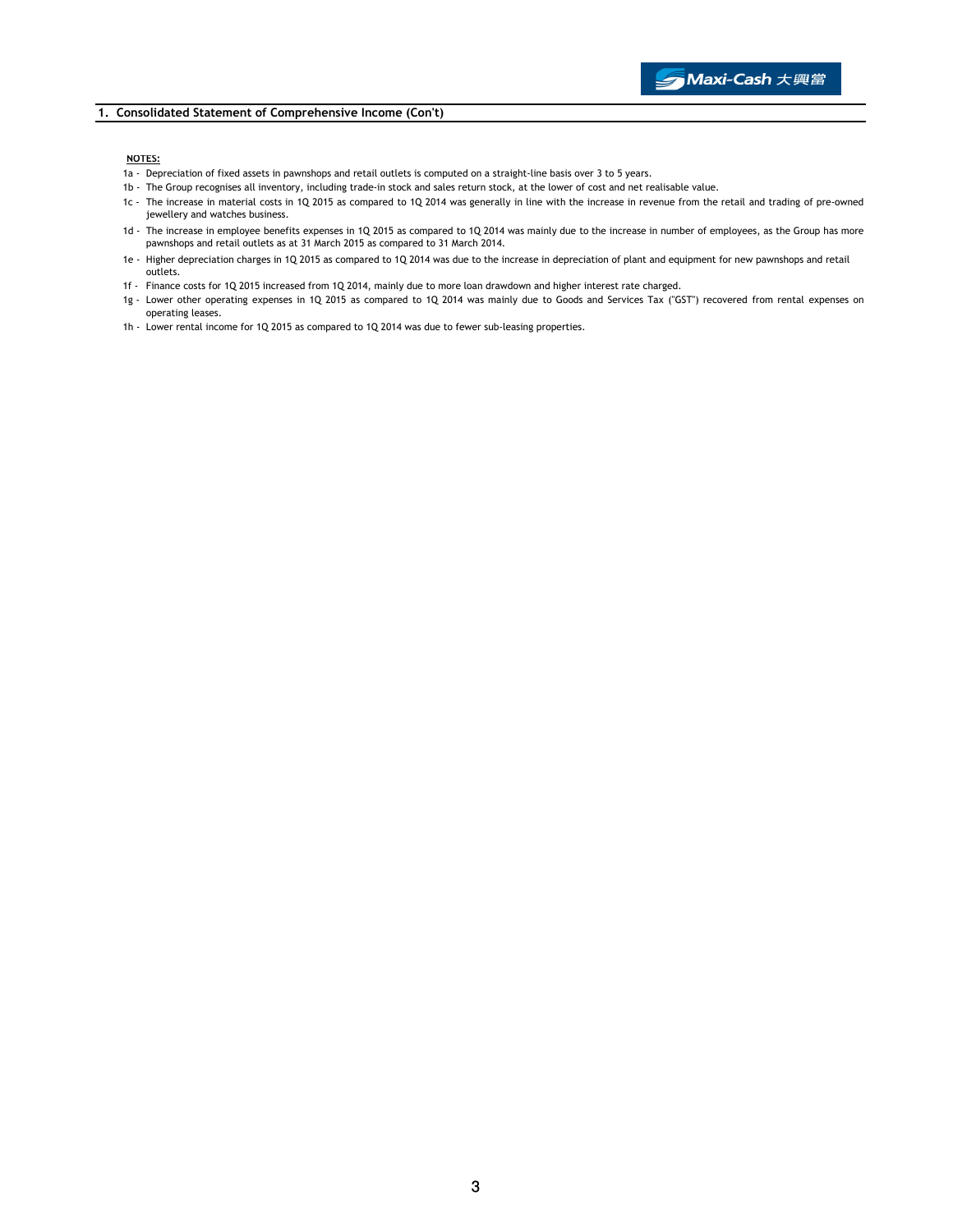## 1. Consolidated Statement of Comprehensive Income (Con't)

**NOTES:**

1a - Depreciation of fixed assets in pawnshops and retail outlets is computed on a straight-line basis over 3 to 5 years.

1b - The Group recognises all inventory, including trade-in stock and sales return stock, at the lower of cost and net realisable value.

1c - The increase in material costs in 1Q 2015 as compared to 1Q 2014 was generally in line with the increase in revenue from the retail and trading of pre-owned jewellery and watches business.

1d - The increase in employee benefits expenses in 1Q 2015 as compared to 1Q 2014 was mainly due to the increase in number of employees, as the Group has more pawnshops and retail outlets as at 31 March 2015 as compared to 31 March 2014.

1e - Higher depreciation charges in 1Q 2015 as compared to 1Q 2014 was due to the increase in depreciation of plant and equipment for new pawnshops and retail outlets.

1f - Finance costs for 1Q 2015 increased from 1Q 2014, mainly due to more loan drawdown and higher interest rate charged.

1g - Lower other operating expenses in 1Q 2015 as compared to 1Q 2014 was mainly due to Goods and Services Tax ("GST") recovered from rental expenses on operating leases.

1h - Lower rental income for 1Q 2015 as compared to 1Q 2014 was due to fewer sub-leasing properties.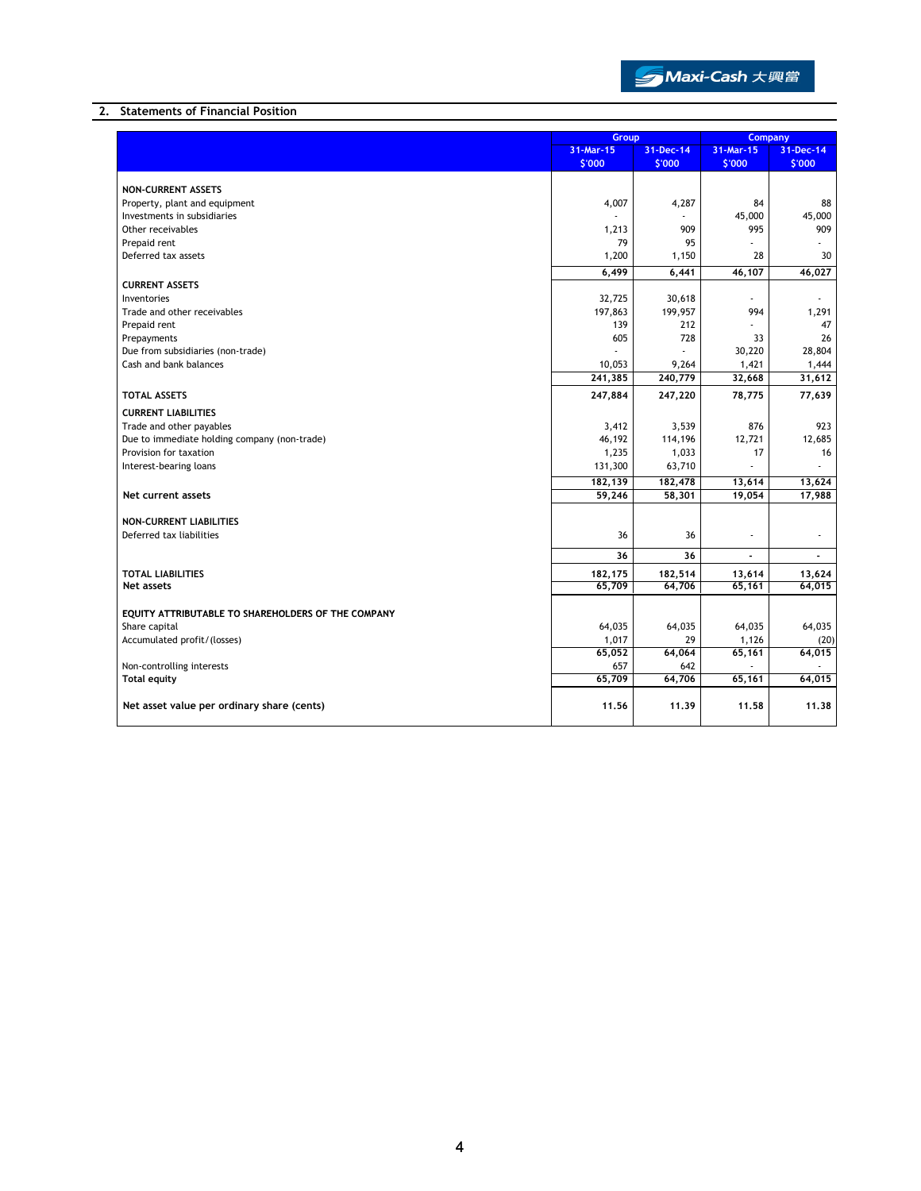## 2. Statements of Financial Position

| | Group | | Company | |
|---|---|---|---|---|
| | 31-Mar-15<br>$'000 | 31-Dec-14<br>$'000 | 31-Mar-15<br>$'000 | 31-Dec-14<br>$'000 |
| **NON-CURRENT ASSETS** | | | | |
| Property, plant and equipment | 4,007 | 4,287 | 84 | 88 |
| Investments in subsidiaries | - | - | 45,000 | 45,000 |
| Other receivables | 1,213 | 909 | 995 | 909 |
| Prepaid rent | 79 | 95 | - | - |
| Deferred tax assets | 1,200 | 1,150 | 28 | 30 |
| | **6,499** | **6,441** | **46,107** | **46,027** |
| **CURRENT ASSETS** | | | | |
| Inventories | 32,725 | 30,618 | - | - |
| Trade and other receivables | 197,863 | 199,957 | 994 | 1,291 |
| Prepaid rent | 139 | 212 | - | 47 |
| Prepayments | 605 | 728 | 33 | 26 |
| Due from subsidiaries (non-trade) | - | - | 30,220 | 28,804 |
| Cash and bank balances | 10,053 | 9,264 | 1,421 | 1,444 |
| | **241,385** | **240,779** | **32,668** | **31,612** |
| **TOTAL ASSETS** | **247,884** | **247,220** | **78,775** | **77,639** |
| **CURRENT LIABILITIES** | | | | |
| Trade and other payables | 3,412 | 3,539 | 876 | 923 |
| Due to immediate holding company (non-trade) | 46,192 | 114,196 | 12,721 | 12,685 |
| Provision for taxation | 1,235 | 1,033 | 17 | 16 |
| Interest-bearing loans | 131,300 | 63,710 | - | - |
| | **182,139** | **182,478** | **13,614** | **13,624** |
| **Net current assets** | **59,246** | **58,301** | **19,054** | **17,988** |
| **NON-CURRENT LIABILITIES** | | | | |
| Deferred tax liabilities | 36 | 36 | - | - |
| | **36** | **36** | **-** | **-** |
| **TOTAL LIABILITIES** | **182,175** | **182,514** | **13,614** | **13,624** |
| **Net assets** | **65,709** | **64,706** | **65,161** | **64,015** |
| **EQUITY ATTRIBUTABLE TO SHAREHOLDERS OF THE COMPANY** | | | | |
| Share capital | 64,035 | 64,035 | 64,035 | 64,035 |
| Accumulated profit/(losses) | 1,017 | 29 | 1,126 | (20) |
| | **65,052** | **64,064** | **65,161** | **64,015** |
| Non-controlling interests | 657 | 642 | - | - |
| **Total equity** | **65,709** | **64,706** | **65,161** | **64,015** |
| **Net asset value per ordinary share (cents)** | **11.56** | **11.39** | **11.58** | **11.38** |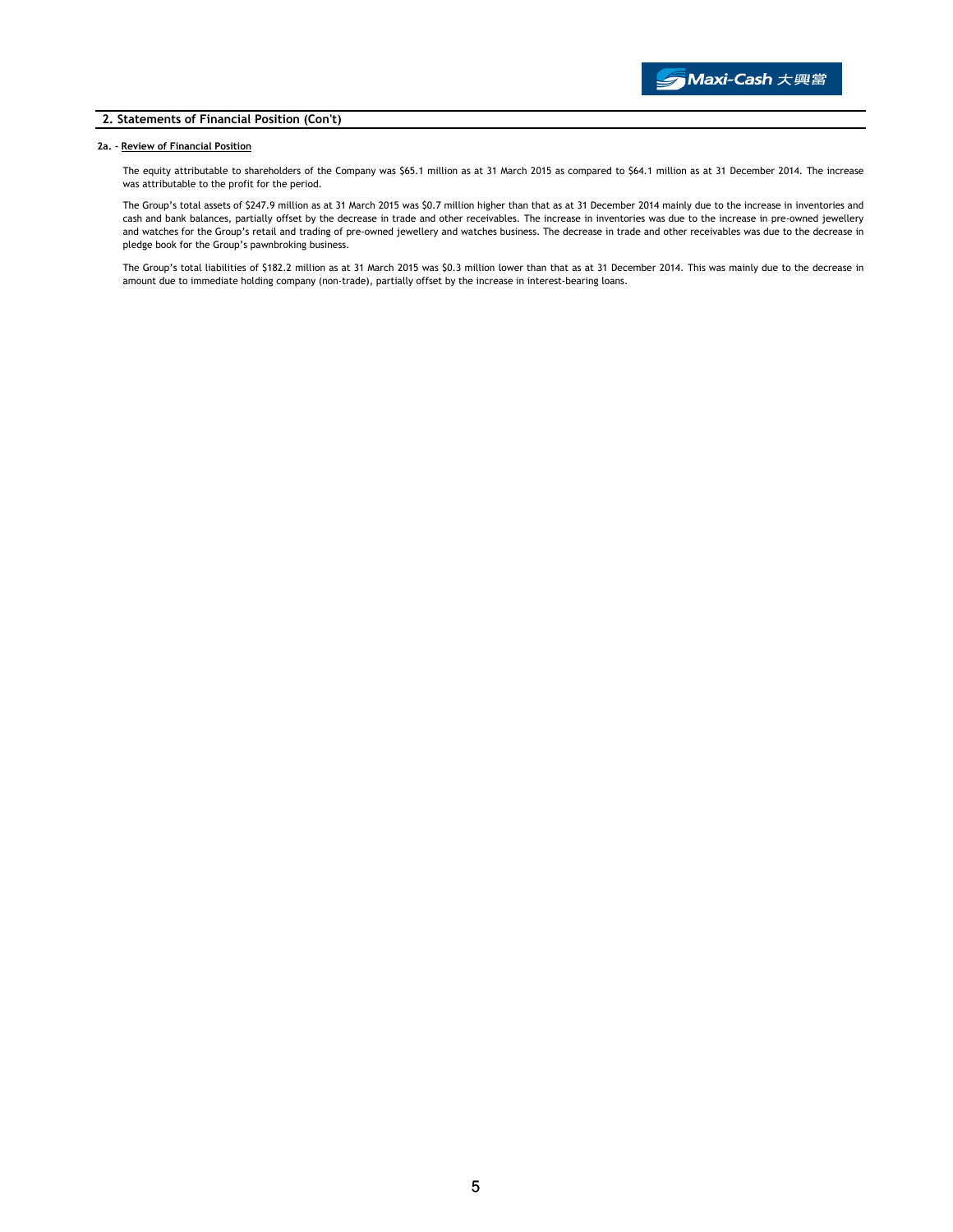## 2. Statements of Financial Position (Con't)

**2a. - Review of Financial Position**

The equity attributable to shareholders of the Company was $65.1 million as at 31 March 2015 as compared to $64.1 million as at 31 December 2014. The increase was attributable to the profit for the period.

The Group's total assets of $247.9 million as at 31 March 2015 was $0.7 million higher than that as at 31 December 2014 mainly due to the increase in inventories and cash and bank balances, partially offset by the decrease in trade and other receivables. The increase in inventories was due to the increase in pre-owned jewellery and watches for the Group's retail and trading of pre-owned jewellery and watches business. The decrease in trade and other receivables was due to the decrease in pledge book for the Group's pawnbroking business.

The Group's total liabilities of $182.2 million as at 31 March 2015 was $0.3 million lower than that as at 31 December 2014. This was mainly due to the decrease in amount due to immediate holding company (non-trade), partially offset by the increase in interest-bearing loans.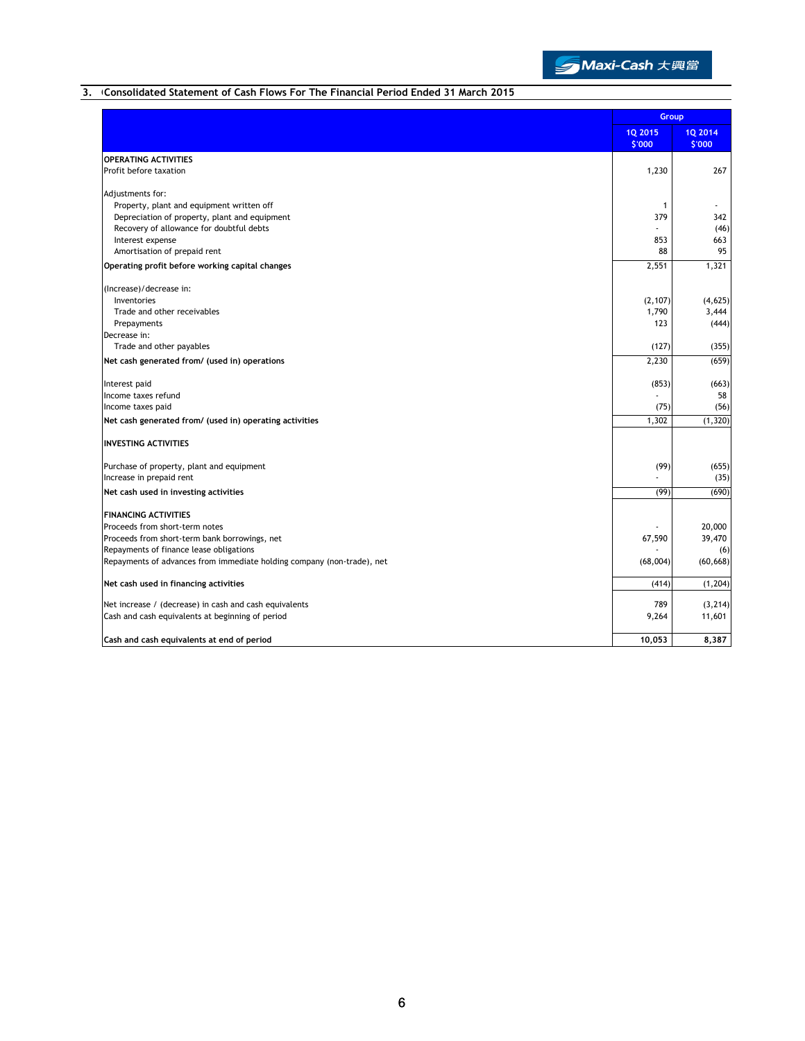## 3. Consolidated Statement of Cash Flows For The Financial Period Ended 31 March 2015

| | Group | |
|---|---|---|
| | 1Q 2015<br>$'000 | 1Q 2014<br>$'000 |
| **OPERATING ACTIVITIES** | | |
| Profit before taxation | 1,230 | 267 |
| | | |
| Adjustments for: | | |
| Property, plant and equipment written off | 1 | - |
| Depreciation of property, plant and equipment | 379 | 342 |
| Recovery of allowance for doubtful debts | - | (46) |
| Interest expense | 853 | 663 |
| Amortisation of prepaid rent | 88 | 95 |
| **Operating profit before working capital changes** | 2,551 | 1,321 |
| | | |
| (Increase)/decrease in: | | |
| Inventories | (2,107) | (4,625) |
| Trade and other receivables | 1,790 | 3,444 |
| Prepayments | 123 | (444) |
| Decrease in: | | |
| Trade and other payables | (127) | (355) |
| **Net cash generated from/ (used in) operations** | 2,230 | (659) |
| | | |
| Interest paid | (853) | (663) |
| Income taxes refund | - | 58 |
| Income taxes paid | (75) | (56) |
| **Net cash generated from/ (used in) operating activities** | 1,302 | (1,320) |
| | | |
| **INVESTING ACTIVITIES** | | |
| | | |
| Purchase of property, plant and equipment | (99) | (655) |
| Increase in prepaid rent | - | (35) |
| **Net cash used in investing activities** | (99) | (690) |
| | | |
| **FINANCING ACTIVITIES** | | |
| Proceeds from short-term notes | - | 20,000 |
| Proceeds from short-term bank borrowings, net | 67,590 | 39,470 |
| Repayments of finance lease obligations | - | (6) |
| Repayments of advances from immediate holding company (non-trade), net | (68,004) | (60,668) |
| | | |
| **Net cash used in financing activities** | (414) | (1,204) |
| | | |
| Net increase / (decrease) in cash and cash equivalents | 789 | (3,214) |
| Cash and cash equivalents at beginning of period | 9,264 | 11,601 |
| | | |
| **Cash and cash equivalents at end of period** | **10,053** | **8,387** |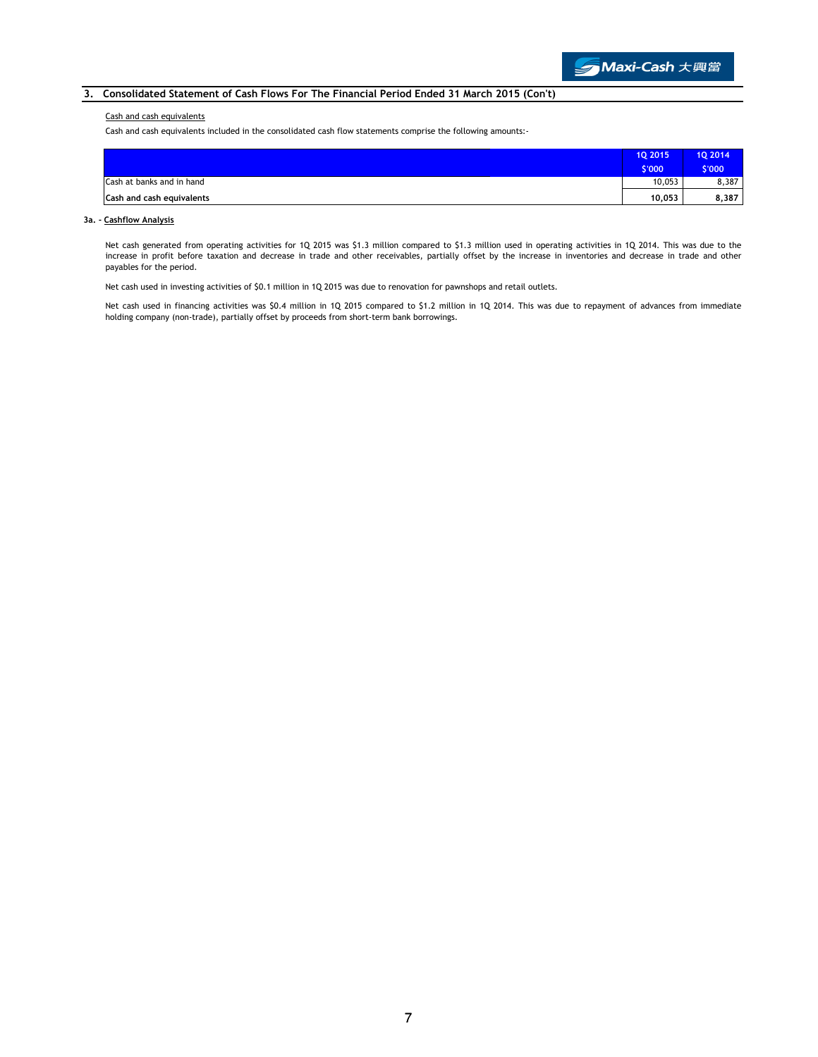## 3. Consolidated Statement of Cash Flows For The Financial Period Ended 31 March 2015 (Con't)

Cash and cash equivalents

Cash and cash equivalents included in the consolidated cash flow statements comprise the following amounts:-

| | 1Q 2015<br>$'000 | 1Q 2014<br>$'000 |
|---|---|---|
| Cash at banks and in hand | 10,053 | 8,387 |
| **Cash and cash equivalents** | **10,053** | **8,387** |

### 3a. - Cashflow Analysis

Net cash generated from operating activities for 1Q 2015 was $1.3 million compared to $1.3 million used in operating activities in 1Q 2014. This was due to the increase in profit before taxation and decrease in trade and other receivables, partially offset by the increase in inventories and decrease in trade and other payables for the period.

Net cash used in investing activities of $0.1 million in 1Q 2015 was due to renovation for pawnshops and retail outlets.

Net cash used in financing activities was $0.4 million in 1Q 2015 compared to $1.2 million in 1Q 2014. This was due to repayment of advances from immediate holding company (non-trade), partially offset by proceeds from short-term bank borrowings.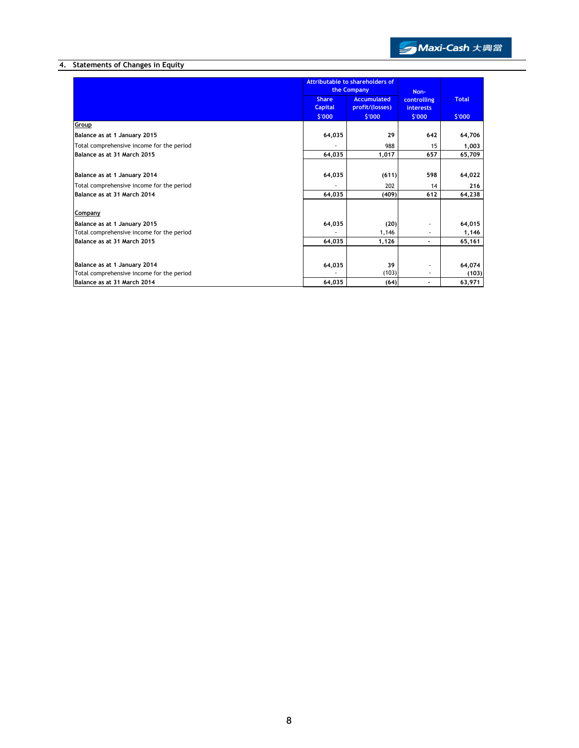## 4. Statements of Changes in Equity

| | Attributable to shareholders of the Company | | Non-controlling interests | Total |
|---|---|---|---|---|
| | Share Capital | Accumulated profit/(losses) | | |
| | $'000 | $'000 | $'000 | $'000 |
| **Group** | | | | |
| **Balance as at 1 January 2015** | **64,035** | **29** | **642** | **64,706** |
| Total comprehensive income for the period | - | 988 | 15 | 1,003 |
| **Balance as at 31 March 2015** | **64,035** | **1,017** | **657** | **65,709** |
| | | | | |
| **Balance as at 1 January 2014** | **64,035** | **(611)** | **598** | **64,022** |
| Total comprehensive income for the period | - | 202 | 14 | 216 |
| **Balance as at 31 March 2014** | **64,035** | **(409)** | **612** | **64,238** |
| | | | | |
| **Company** | | | | |
| **Balance as at 1 January 2015** | **64,035** | **(20)** | - | **64,015** |
| Total comprehensive income for the period | - | 1,146 | - | 1,146 |
| **Balance as at 31 March 2015** | **64,035** | **1,126** | - | **65,161** |
| | | | | |
| **Balance as at 1 January 2014** | 64,035 | 39 | - | 64,074 |
| Total comprehensive income for the period | - | (103) | - | (103) |
| **Balance as at 31 March 2014** | **64,035** | **(64)** | - | **63,971** |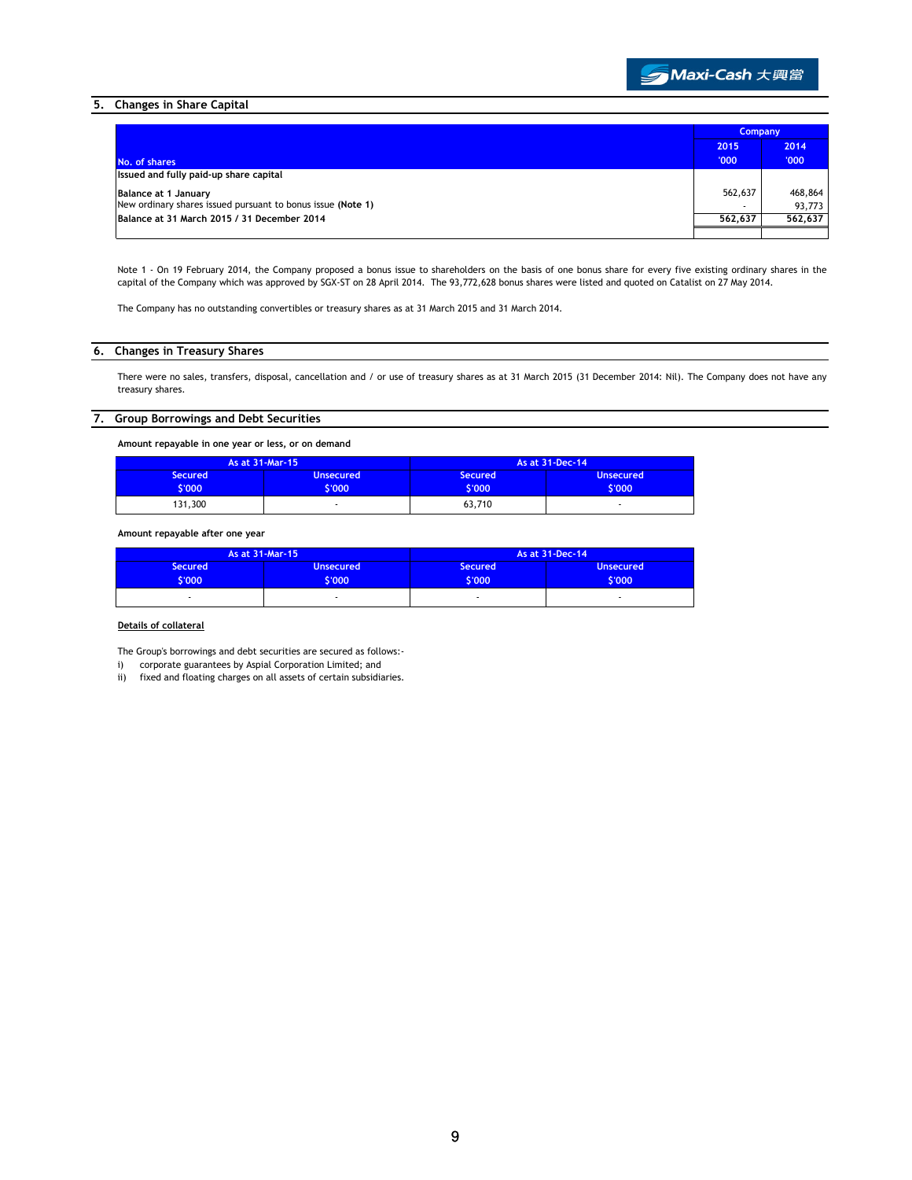## 5. Changes in Share Capital

| No. of shares | Company 2015 '000 | Company 2014 '000 |
|---|---|---|
| **Issued and fully paid-up share capital** | | |
| **Balance at 1 January** | 562,637 | 468,864 |
| New ordinary shares issued pursuant to bonus issue **(Note 1)** | - | 93,773 |
| **Balance at 31 March 2015 / 31 December 2014** | **562,637** | **562,637** |

Note 1 - On 19 February 2014, the Company proposed a bonus issue to shareholders on the basis of one bonus share for every five existing ordinary shares in the capital of the Company which was approved by SGX-ST on 28 April 2014. The 93,772,628 bonus shares were listed and quoted on Catalist on 27 May 2014.

The Company has no outstanding convertibles or treasury shares as at 31 March 2015 and 31 March 2014.

## 6. Changes in Treasury Shares

There were no sales, transfers, disposal, cancellation and / or use of treasury shares as at 31 March 2015 (31 December 2014: Nil). The Company does not have any treasury shares.

## 7. Group Borrowings and Debt Securities

**Amount repayable in one year or less, or on demand**

| As at 31-Mar-15 | | As at 31-Dec-14 | |
|---|---|---|---|
| Secured $'000 | Unsecured $'000 | Secured $'000 | Unsecured $'000 |
| 131,300 | - | 63,710 | - |

**Amount repayable after one year**

| As at 31-Mar-15 | | As at 31-Dec-14 | |
|---|---|---|---|
| Secured $'000 | Unsecured $'000 | Secured $'000 | Unsecured $'000 |
| - | - | - | - |

**Details of collateral**

The Group's borrowings and debt securities are secured as follows:-

i) corporate guarantees by Aspial Corporation Limited; and

ii) fixed and floating charges on all assets of certain subsidiaries.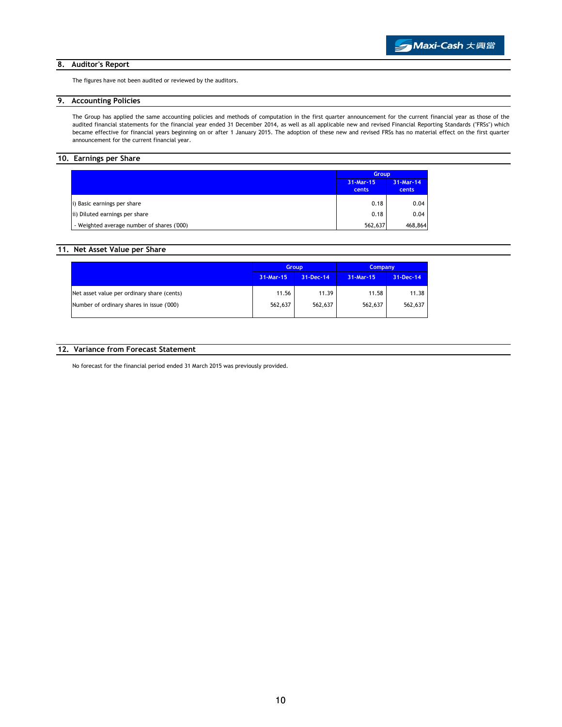## 8. Auditor's Report

The figures have not been audited or reviewed by the auditors.

## 9. Accounting Policies

The Group has applied the same accounting policies and methods of computation in the first quarter announcement for the current financial year as those of the audited financial statements for the financial year ended 31 December 2014, as well as all applicable new and revised Financial Reporting Standards ("FRSs") which became effective for financial years beginning on or after 1 January 2015. The adoption of these new and revised FRSs has no material effect on the first quarter announcement for the current financial year.

## 10. Earnings per Share

| | Group | |
|---|---|---|
| | 31-Mar-15 cents | 31-Mar-14 cents |
| i) Basic earnings per share | 0.18 | 0.04 |
| ii) Diluted earnings per share | 0.18 | 0.04 |
| - Weighted average number of shares ('000) | 562,637 | 468,864 |

## 11. Net Asset Value per Share

| | Group | | Company | |
|---|---|---|---|---|
| | 31-Mar-15 | 31-Dec-14 | 31-Mar-15 | 31-Dec-14 |
| Net asset value per ordinary share (cents) | 11.56 | 11.39 | 11.58 | 11.38 |
| Number of ordinary shares in issue ('000) | 562,637 | 562,637 | 562,637 | 562,637 |

## 12. Variance from Forecast Statement

No forecast for the financial period ended 31 March 2015 was previously provided.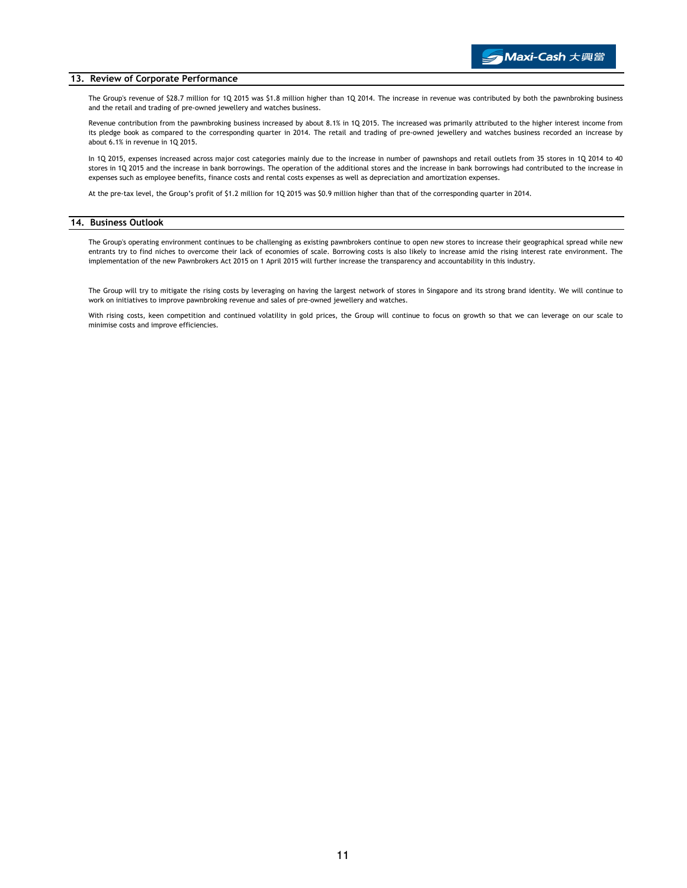## 13. Review of Corporate Performance

The Group's revenue of $28.7 million for 1Q 2015 was $1.8 million higher than 1Q 2014. The increase in revenue was contributed by both the pawnbroking business and the retail and trading of pre-owned jewellery and watches business.

Revenue contribution from the pawnbroking business increased by about 8.1% in 1Q 2015. The increased was primarily attributed to the higher interest income from its pledge book as compared to the corresponding quarter in 2014. The retail and trading of pre-owned jewellery and watches business recorded an increase by about 6.1% in revenue in 1Q 2015.

In 1Q 2015, expenses increased across major cost categories mainly due to the increase in number of pawnshops and retail outlets from 35 stores in 1Q 2014 to 40 stores in 1Q 2015 and the increase in bank borrowings. The operation of the additional stores and the increase in bank borrowings had contributed to the increase in expenses such as employee benefits, finance costs and rental costs expenses as well as depreciation and amortization expenses.

At the pre-tax level, the Group's profit of $1.2 million for 1Q 2015 was $0.9 million higher than that of the corresponding quarter in 2014.

## 14. Business Outlook

The Group's operating environment continues to be challenging as existing pawnbrokers continue to open new stores to increase their geographical spread while new entrants try to find niches to overcome their lack of economies of scale. Borrowing costs is also likely to increase amid the rising interest rate environment. The implementation of the new Pawnbrokers Act 2015 on 1 April 2015 will further increase the transparency and accountability in this industry.

The Group will try to mitigate the rising costs by leveraging on having the largest network of stores in Singapore and its strong brand identity. We will continue to work on initiatives to improve pawnbroking revenue and sales of pre-owned jewellery and watches.

With rising costs, keen competition and continued volatility in gold prices, the Group will continue to focus on growth so that we can leverage on our scale to minimise costs and improve efficiencies.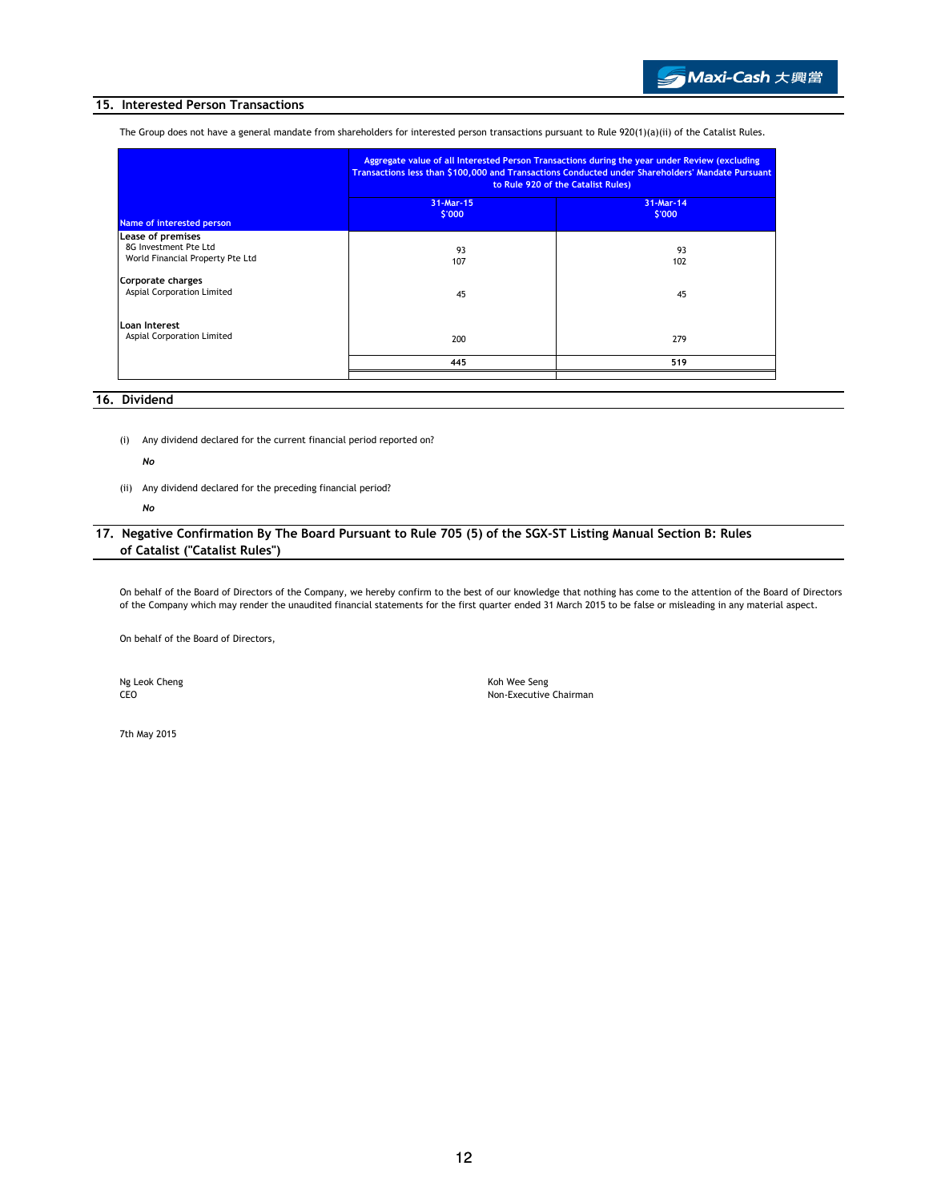## 15. Interested Person Transactions

The Group does not have a general mandate from shareholders for interested person transactions pursuant to Rule 920(1)(a)(ii) of the Catalist Rules.

| Name of interested person | Aggregate value of all Interested Person Transactions during the year under Review (excluding Transactions less than $100,000 and Transactions Conducted under Shareholders' Mandate Pursuant to Rule 920 of the Catalist Rules) 31-Mar-15 $'000 | 31-Mar-14 $'000 |
|---|---|---|
| **Lease of premises** | | |
| 8G Investment Pte Ltd | 93 | 93 |
| World Financial Property Pte Ltd | 107 | 102 |
| **Corporate charges** | | |
| Aspial Corporation Limited | 45 | 45 |
| **Loan Interest** | | |
| Aspial Corporation Limited | 200 | 279 |
| | **445** | **519** |

## 16. Dividend

(i) Any dividend declared for the current financial period reported on?

*No*

(ii) Any dividend declared for the preceding financial period?

*No*

## 17. Negative Confirmation By The Board Pursuant to Rule 705 (5) of the SGX-ST Listing Manual Section B: Rules of Catalist ("Catalist Rules")

On behalf of the Board of Directors of the Company, we hereby confirm to the best of our knowledge that nothing has come to the attention of the Board of Directors of the Company which may render the unaudited financial statements for the first quarter ended 31 March 2015 to be false or misleading in any material aspect.

On behalf of the Board of Directors,

Ng Leok Cheng
CEO

Koh Wee Seng
Non-Executive Chairman

7th May 2015